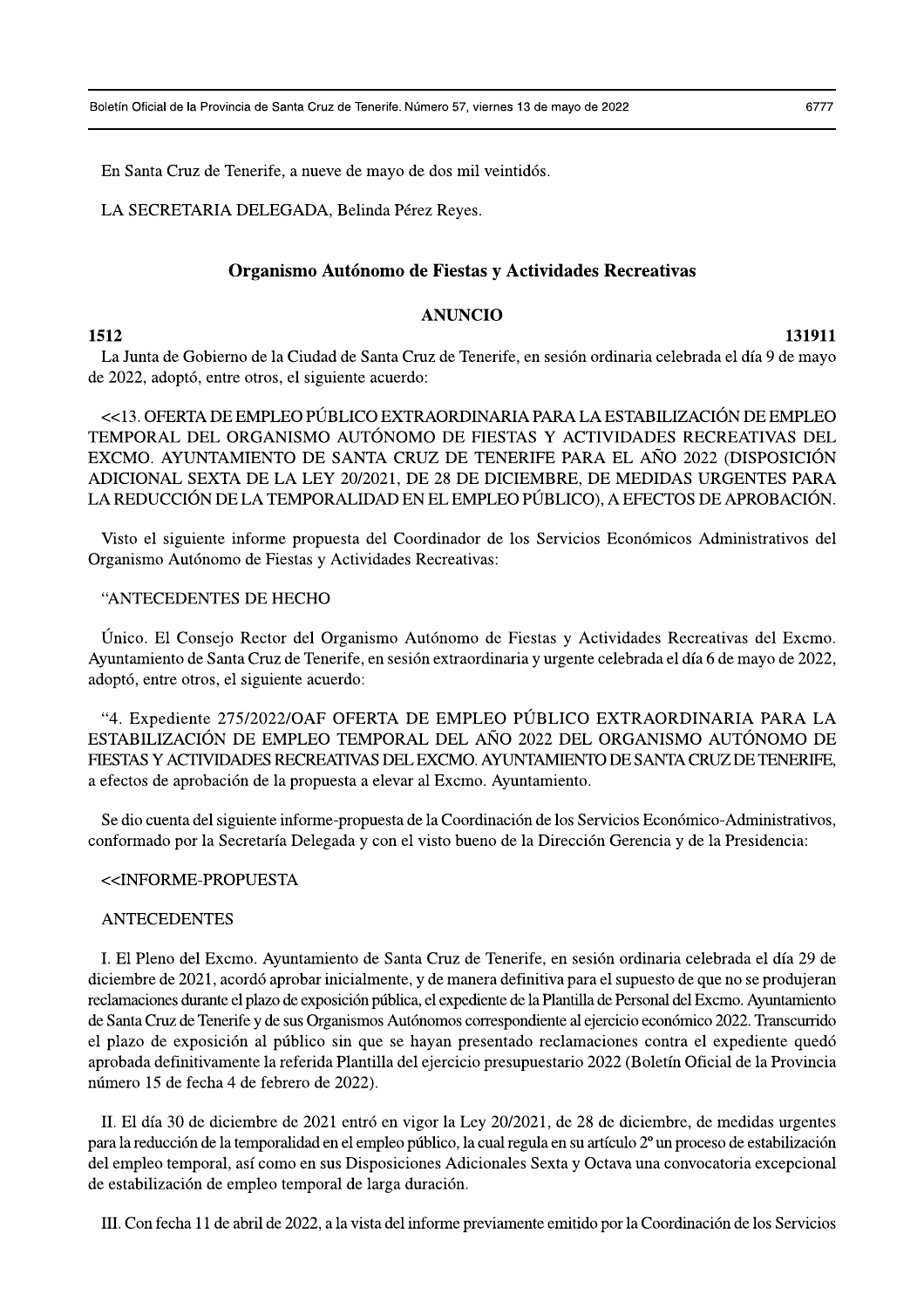En Santa Cruz de Tenerife, a nueve de mayo de dos mil veintidós.

LA SECRETARIA DELEGADA, Belinda Pérez Reyes.

## Organismo Autónomo de Fiestas y Actividades Recreativas

### ANUNCIO

**1512** **131911**

La Junta de Gobierno de la Ciudad de Santa Cruz de Tenerife, en sesión ordinaria celebrada el día 9 de mayo de 2022, adoptó, entre otros, el siguiente acuerdo:

<<13. OFERTA DE EMPLEO PÚBLICO EXTRAORDINARIA PARA LA ESTABILIZACIÓN DE EMPLEO TEMPORAL DEL ORGANISMO AUTÓNOMO DE FIESTAS Y ACTIVIDADES RECREATIVAS DEL EXCMO. AYUNTAMIENTO DE SANTA CRUZ DE TENERIFE PARA EL AÑO 2022 (DISPOSICIÓN ADICIONAL SEXTA DE LA LEY 20/2021, DE 28 DE DICIEMBRE, DE MEDIDAS URGENTES PARA LA REDUCCIÓN DE LA TEMPORALIDAD EN EL EMPLEO PÚBLICO), A EFECTOS DE APROBACIÓN.

Visto el siguiente informe propuesta del Coordinador de los Servicios Económicos Administrativos del Organismo Autónomo de Fiestas y Actividades Recreativas:

"ANTECEDENTES DE HECHO

Único. El Consejo Rector del Organismo Autónomo de Fiestas y Actividades Recreativas del Excmo. Ayuntamiento de Santa Cruz de Tenerife, en sesión extraordinaria y urgente celebrada el día 6 de mayo de 2022, adoptó, entre otros, el siguiente acuerdo:

"4. Expediente 275/2022/OAF OFERTA DE EMPLEO PÚBLICO EXTRAORDINARIA PARA LA ESTABILIZACIÓN DE EMPLEO TEMPORAL DEL AÑO 2022 DEL ORGANISMO AUTÓNOMO DE FIESTAS Y ACTIVIDADES RECREATIVAS DEL EXCMO. AYUNTAMIENTO DE SANTA CRUZ DE TENERIFE, a efectos de aprobación de la propuesta a elevar al Excmo. Ayuntamiento.

Se dio cuenta del siguiente informe-propuesta de la Coordinación de los Servicios Económico-Administrativos, conformado por la Secretaría Delegada y con el visto bueno de la Dirección Gerencia y de la Presidencia:

<<INFORME-PROPUESTA

ANTECEDENTES

I. El Pleno del Excmo. Ayuntamiento de Santa Cruz de Tenerife, en sesión ordinaria celebrada el día 29 de diciembre de 2021, acordó aprobar inicialmente, y de manera definitiva para el supuesto de que no se produjeran reclamaciones durante el plazo de exposición pública, el expediente de la Plantilla de Personal del Excmo. Ayuntamiento de Santa Cruz de Tenerife y de sus Organismos Autónomos correspondiente al ejercicio económico 2022. Transcurrido el plazo de exposición al público sin que se hayan presentado reclamaciones contra el expediente quedó aprobada definitivamente la referida Plantilla del ejercicio presupuestario 2022 (Boletín Oficial de la Provincia número 15 de fecha 4 de febrero de 2022).

II. El día 30 de diciembre de 2021 entró en vigor la Ley 20/2021, de 28 de diciembre, de medidas urgentes para la reducción de la temporalidad en el empleo público, la cual regula en su artículo 2º un proceso de estabilización del empleo temporal, así como en sus Disposiciones Adicionales Sexta y Octava una convocatoria excepcional de estabilización de empleo temporal de larga duración.

III. Con fecha 11 de abril de 2022, a la vista del informe previamente emitido por la Coordinación de los Servicios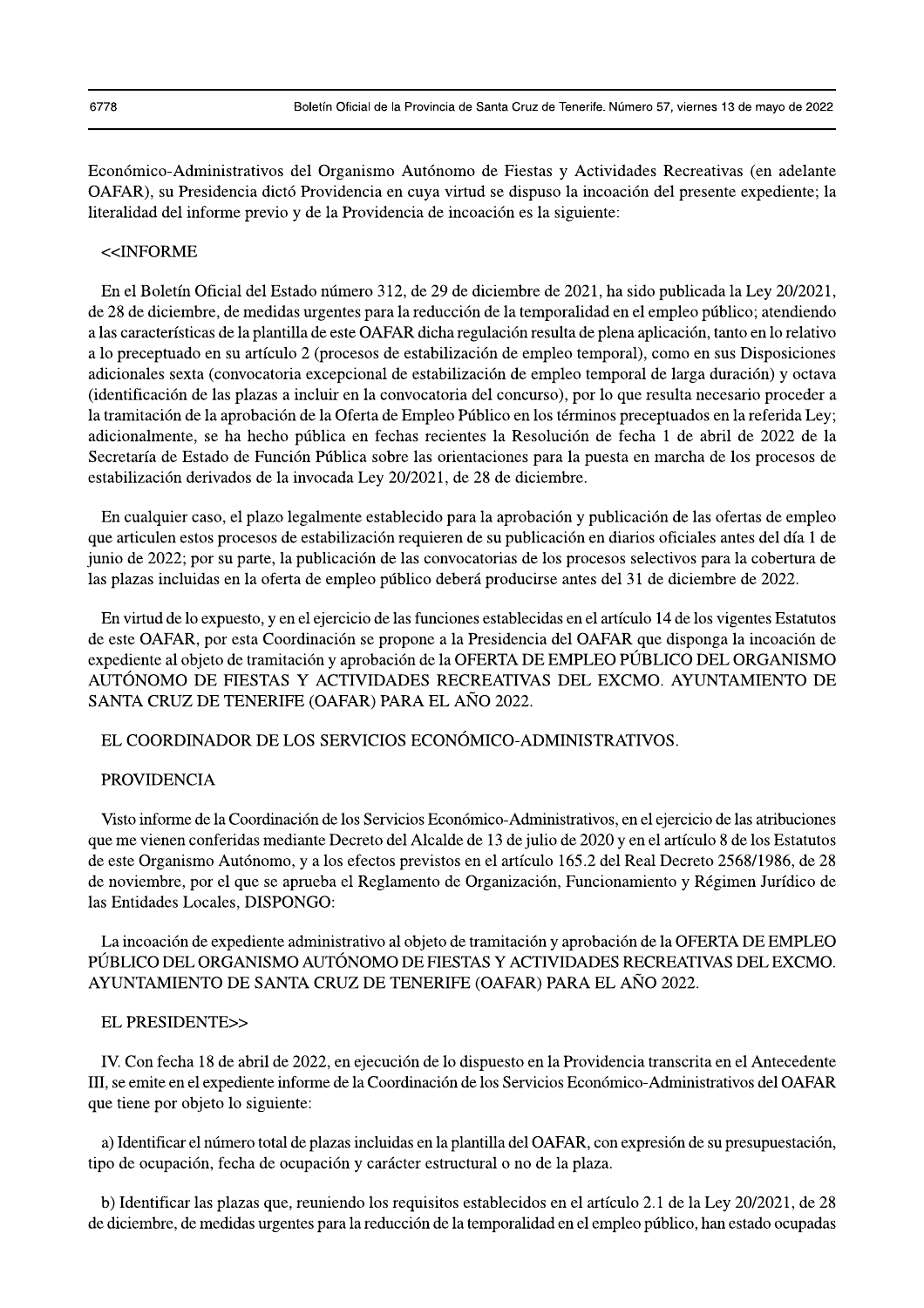Económico-Administrativos del Organismo Autónomo de Fiestas y Actividades Recreativas (en adelante OAFAR), su Presidencia dictó Providencia en cuya virtud se dispuso la incoación del presente expediente; la literalidad del informe previo y de la Providencia de incoación es la siguiente:

<<INFORME

En el Boletín Oficial del Estado número 312, de 29 de diciembre de 2021, ha sido publicada la Ley 20/2021, de 28 de diciembre, de medidas urgentes para la reducción de la temporalidad en el empleo público; atendiendo a las características de la plantilla de este OAFAR dicha regulación resulta de plena aplicación, tanto en lo relativo a lo preceptuado en su artículo 2 (procesos de estabilización de empleo temporal), como en sus Disposiciones adicionales sexta (convocatoria excepcional de estabilización de empleo temporal de larga duración) y octava (identificación de las plazas a incluir en la convocatoria del concurso), por lo que resulta necesario proceder a la tramitación de la aprobación de la Oferta de Empleo Público en los términos preceptuados en la referida Ley; adicionalmente, se ha hecho pública en fechas recientes la Resolución de fecha 1 de abril de 2022 de la Secretaría de Estado de Función Pública sobre las orientaciones para la puesta en marcha de los procesos de estabilización derivados de la invocada Ley 20/2021, de 28 de diciembre.

En cualquier caso, el plazo legalmente establecido para la aprobación y publicación de las ofertas de empleo que articulen estos procesos de estabilización requieren de su publicación en diarios oficiales antes del día 1 de junio de 2022; por su parte, la publicación de las convocatorias de los procesos selectivos para la cobertura de las plazas incluidas en la oferta de empleo público deberá producirse antes del 31 de diciembre de 2022.

En virtud de lo expuesto, y en el ejercicio de las funciones establecidas en el artículo 14 de los vigentes Estatutos de este OAFAR, por esta Coordinación se propone a la Presidencia del OAFAR que disponga la incoación de expediente al objeto de tramitación y aprobación de la OFERTA DE EMPLEO PÚBLICO DEL ORGANISMO AUTÓNOMO DE FIESTAS Y ACTIVIDADES RECREATIVAS DEL EXCMO. AYUNTAMIENTO DE SANTA CRUZ DE TENERIFE (OAFAR) PARA EL AÑO 2022.

EL COORDINADOR DE LOS SERVICIOS ECONÓMICO-ADMINISTRATIVOS.

PROVIDENCIA

Visto informe de la Coordinación de los Servicios Económico-Administrativos, en el ejercicio de las atribuciones que me vienen conferidas mediante Decreto del Alcalde de 13 de julio de 2020 y en el artículo 8 de los Estatutos de este Organismo Autónomo, y a los efectos previstos en el artículo 165.2 del Real Decreto 2568/1986, de 28 de noviembre, por el que se aprueba el Reglamento de Organización, Funcionamiento y Régimen Jurídico de las Entidades Locales, DISPONGO:

La incoación de expediente administrativo al objeto de tramitación y aprobación de la OFERTA DE EMPLEO PÚBLICO DEL ORGANISMO AUTÓNOMO DE FIESTAS Y ACTIVIDADES RECREATIVAS DEL EXCMO. AYUNTAMIENTO DE SANTA CRUZ DE TENERIFE (OAFAR) PARA EL AÑO 2022.

EL PRESIDENTE>>

IV. Con fecha 18 de abril de 2022, en ejecución de lo dispuesto en la Providencia transcrita en el Antecedente III, se emite en el expediente informe de la Coordinación de los Servicios Económico-Administrativos del OAFAR que tiene por objeto lo siguiente:

a) Identificar el número total de plazas incluidas en la plantilla del OAFAR, con expresión de su presupuestación, tipo de ocupación, fecha de ocupación y carácter estructural o no de la plaza.

b) Identificar las plazas que, reuniendo los requisitos establecidos en el artículo 2.1 de la Ley 20/2021, de 28 de diciembre, de medidas urgentes para la reducción de la temporalidad en el empleo público, han estado ocupadas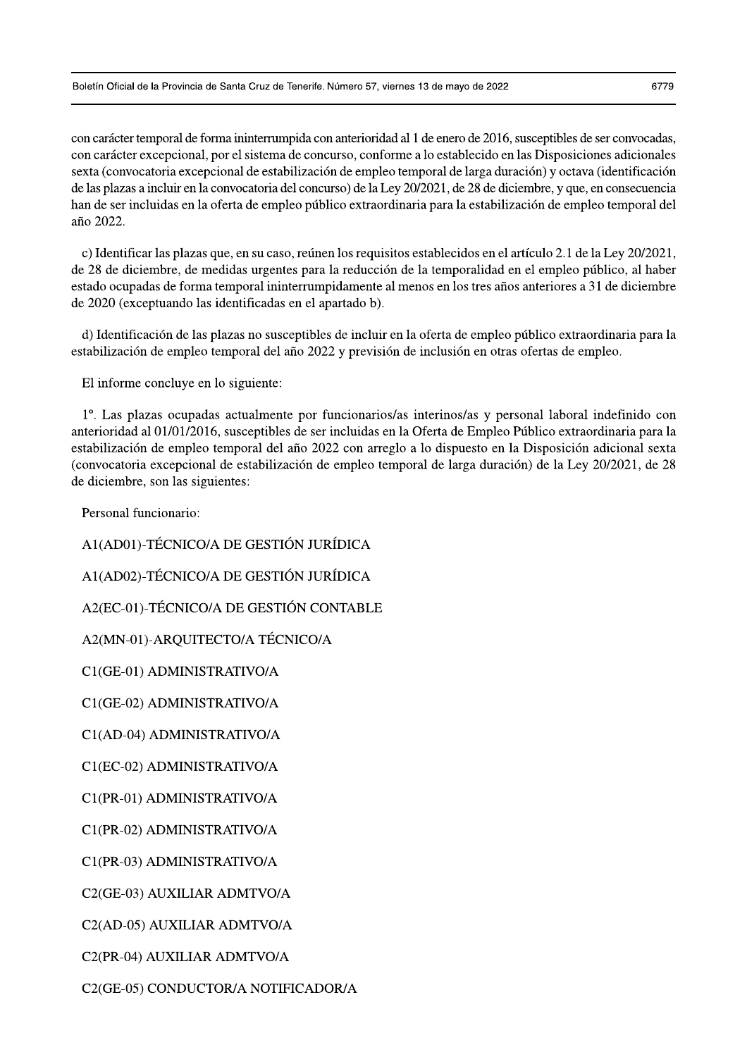con carácter temporal de forma ininterrumpida con anterioridad al 1 de enero de 2016, susceptibles de ser convocadas, con carácter excepcional, por el sistema de concurso, conforme a lo establecido en las Disposiciones adicionales sexta (convocatoria excepcional de estabilización de empleo temporal de larga duración) y octava (identificación de las plazas a incluir en la convocatoria del concurso) de la Ley 20/2021, de 28 de diciembre, y que, en consecuencia han de ser incluidas en la oferta de empleo público extraordinaria para la estabilización de empleo temporal del año 2022.

c) Identificar las plazas que, en su caso, reúnen los requisitos establecidos en el artículo 2.1 de la Ley 20/2021, de 28 de diciembre, de medidas urgentes para la reducción de la temporalidad en el empleo público, al haber estado ocupadas de forma temporal ininterrumpidamente al menos en los tres años anteriores a 31 de diciembre de 2020 (exceptuando las identificadas en el apartado b).

d) Identificación de las plazas no susceptibles de incluir en la oferta de empleo público extraordinaria para la estabilización de empleo temporal del año 2022 y previsión de inclusión en otras ofertas de empleo.

El informe concluye en lo siguiente:

1º. Las plazas ocupadas actualmente por funcionarios/as interinos/as y personal laboral indefinido con anterioridad al 01/01/2016, susceptibles de ser incluidas en la Oferta de Empleo Público extraordinaria para la estabilización de empleo temporal del año 2022 con arreglo a lo dispuesto en la Disposición adicional sexta (convocatoria excepcional de estabilización de empleo temporal de larga duración) de la Ley 20/2021, de 28 de diciembre, son las siguientes:

Personal funcionario:

A1(AD01)-TÉCNICO/A DE GESTIÓN JURÍDICA

A1(AD02)-TÉCNICO/A DE GESTIÓN JURÍDICA

A2(EC-01)-TÉCNICO/A DE GESTIÓN CONTABLE

A2(MN-01)-ARQUITECTO/A TÉCNICO/A

C1(GE-01) ADMINISTRATIVO/A

C1(GE-02) ADMINISTRATIVO/A

C1(AD-04) ADMINISTRATIVO/A

C1(EC-02) ADMINISTRATIVO/A

C1(PR-01) ADMINISTRATIVO/A

C1(PR-02) ADMINISTRATIVO/A

C1(PR-03) ADMINISTRATIVO/A

C2(GE-03) AUXILIAR ADMTVO/A

C2(AD-05) AUXILIAR ADMTVO/A

C2(PR-04) AUXILIAR ADMTVO/A

C2(GE-05) CONDUCTOR/A NOTIFICADOR/A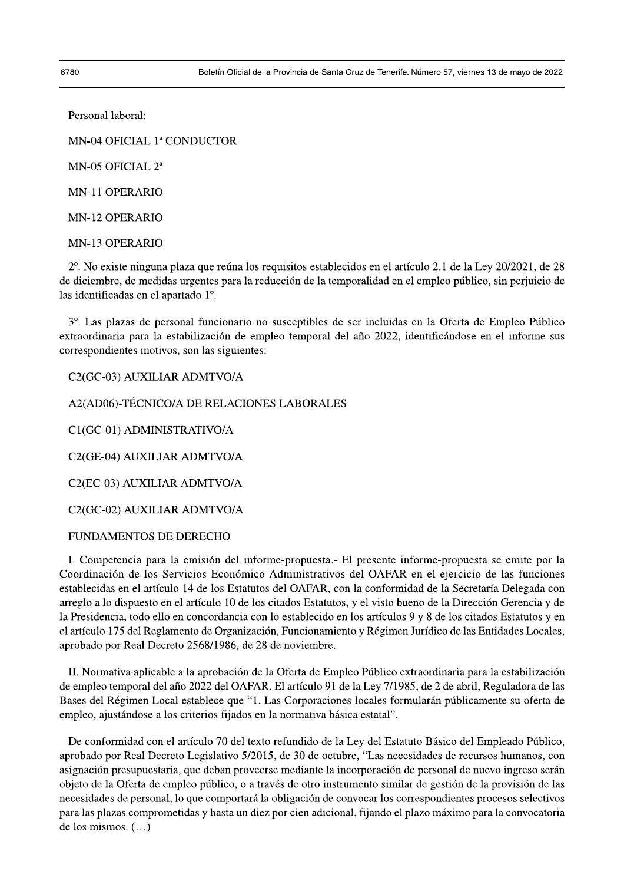Personal laboral:

MN-04 OFICIAL 1ª CONDUCTOR

MN-05 OFICIAL 2ª

MN-11 OPERARIO

MN-12 OPERARIO

MN-13 OPERARIO

2º. No existe ninguna plaza que reúna los requisitos establecidos en el artículo 2.1 de la Ley 20/2021, de 28 de diciembre, de medidas urgentes para la reducción de la temporalidad en el empleo público, sin perjuicio de las identificadas en el apartado 1º.

3º. Las plazas de personal funcionario no susceptibles de ser incluidas en la Oferta de Empleo Público extraordinaria para la estabilización de empleo temporal del año 2022, identificándose en el informe sus correspondientes motivos, son las siguientes:

C2(GC-03) AUXILIAR ADMTVO/A

A2(AD06)-TÉCNICO/A DE RELACIONES LABORALES

C1(GC-01) ADMINISTRATIVO/A

C2(GE-04) AUXILIAR ADMTVO/A

C2(EC-03) AUXILIAR ADMTVO/A

C2(GC-02) AUXILIAR ADMTVO/A

FUNDAMENTOS DE DERECHO

I. Competencia para la emisión del informe-propuesta.- El presente informe-propuesta se emite por la Coordinación de los Servicios Económico-Administrativos del OAFAR en el ejercicio de las funciones establecidas en el artículo 14 de los Estatutos del OAFAR, con la conformidad de la Secretaría Delegada con arreglo a lo dispuesto en el artículo 10 de los citados Estatutos, y el visto bueno de la Dirección Gerencia y de la Presidencia, todo ello en concordancia con lo establecido en los artículos 9 y 8 de los citados Estatutos y en el artículo 175 del Reglamento de Organización, Funcionamiento y Régimen Jurídico de las Entidades Locales, aprobado por Real Decreto 2568/1986, de 28 de noviembre.

II. Normativa aplicable a la aprobación de la Oferta de Empleo Público extraordinaria para la estabilización de empleo temporal del año 2022 del OAFAR. El artículo 91 de la Ley 7/1985, de 2 de abril, Reguladora de las Bases del Régimen Local establece que "1. Las Corporaciones locales formularán públicamente su oferta de empleo, ajustándose a los criterios fijados en la normativa básica estatal".

De conformidad con el artículo 70 del texto refundido de la Ley del Estatuto Básico del Empleado Público, aprobado por Real Decreto Legislativo 5/2015, de 30 de octubre, "Las necesidades de recursos humanos, con asignación presupuestaria, que deban proveerse mediante la incorporación de personal de nuevo ingreso serán objeto de la Oferta de empleo público, o a través de otro instrumento similar de gestión de la provisión de las necesidades de personal, lo que comportará la obligación de convocar los correspondientes procesos selectivos para las plazas comprometidas y hasta un diez por cien adicional, fijando el plazo máximo para la convocatoria de los mismos. (…)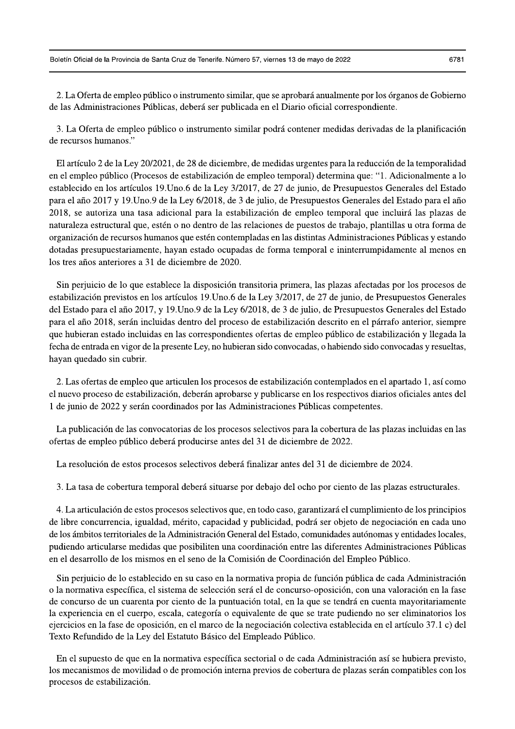2. La Oferta de empleo público o instrumento similar, que se aprobará anualmente por los órganos de Gobierno de las Administraciones Públicas, deberá ser publicada en el Diario oficial correspondiente.

3. La Oferta de empleo público o instrumento similar podrá contener medidas derivadas de la planificación de recursos humanos."

El artículo 2 de la Ley 20/2021, de 28 de diciembre, de medidas urgentes para la reducción de la temporalidad en el empleo público (Procesos de estabilización de empleo temporal) determina que: "1. Adicionalmente a lo establecido en los artículos 19.Uno.6 de la Ley 3/2017, de 27 de junio, de Presupuestos Generales del Estado para el año 2017 y 19.Uno.9 de la Ley 6/2018, de 3 de julio, de Presupuestos Generales del Estado para el año 2018, se autoriza una tasa adicional para la estabilización de empleo temporal que incluirá las plazas de naturaleza estructural que, estén o no dentro de las relaciones de puestos de trabajo, plantillas u otra forma de organización de recursos humanos que estén contempladas en las distintas Administraciones Públicas y estando dotadas presupuestariamente, hayan estado ocupadas de forma temporal e ininterrumpidamente al menos en los tres años anteriores a 31 de diciembre de 2020.

Sin perjuicio de lo que establece la disposición transitoria primera, las plazas afectadas por los procesos de estabilización previstos en los artículos 19.Uno.6 de la Ley 3/2017, de 27 de junio, de Presupuestos Generales del Estado para el año 2017, y 19.Uno.9 de la Ley 6/2018, de 3 de julio, de Presupuestos Generales del Estado para el año 2018, serán incluidas dentro del proceso de estabilización descrito en el párrafo anterior, siempre que hubieran estado incluidas en las correspondientes ofertas de empleo público de estabilización y llegada la fecha de entrada en vigor de la presente Ley, no hubieran sido convocadas, o habiendo sido convocadas y resueltas, hayan quedado sin cubrir.

2. Las ofertas de empleo que articulen los procesos de estabilización contemplados en el apartado 1, así como el nuevo proceso de estabilización, deberán aprobarse y publicarse en los respectivos diarios oficiales antes del 1 de junio de 2022 y serán coordinados por las Administraciones Públicas competentes.

La publicación de las convocatorias de los procesos selectivos para la cobertura de las plazas incluidas en las ofertas de empleo público deberá producirse antes del 31 de diciembre de 2022.

La resolución de estos procesos selectivos deberá finalizar antes del 31 de diciembre de 2024.

3. La tasa de cobertura temporal deberá situarse por debajo del ocho por ciento de las plazas estructurales.

4. La articulación de estos procesos selectivos que, en todo caso, garantizará el cumplimiento de los principios de libre concurrencia, igualdad, mérito, capacidad y publicidad, podrá ser objeto de negociación en cada uno de los ámbitos territoriales de la Administración General del Estado, comunidades autónomas y entidades locales, pudiendo articularse medidas que posibiliten una coordinación entre las diferentes Administraciones Públicas en el desarrollo de los mismos en el seno de la Comisión de Coordinación del Empleo Público.

Sin perjuicio de lo establecido en su caso en la normativa propia de función pública de cada Administración o la normativa específica, el sistema de selección será el de concurso-oposición, con una valoración en la fase de concurso de un cuarenta por ciento de la puntuación total, en la que se tendrá en cuenta mayoritariamente la experiencia en el cuerpo, escala, categoría o equivalente de que se trate pudiendo no ser eliminatorios los ejercicios en la fase de oposición, en el marco de la negociación colectiva establecida en el artículo 37.1 c) del Texto Refundido de la Ley del Estatuto Básico del Empleado Público.

En el supuesto de que en la normativa específica sectorial o de cada Administración así se hubiera previsto, los mecanismos de movilidad o de promoción interna previos de cobertura de plazas serán compatibles con los procesos de estabilización.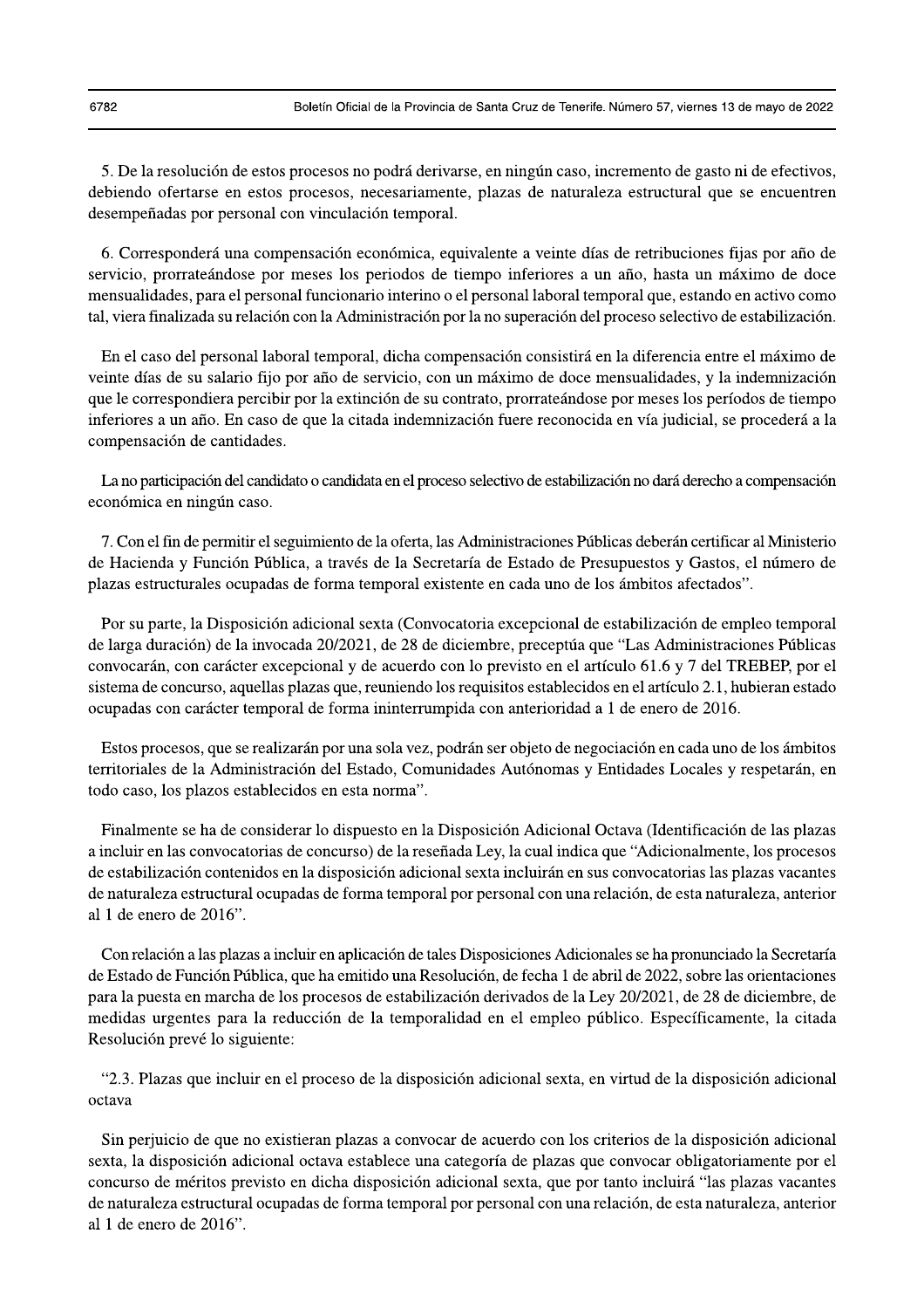5. De la resolución de estos procesos no podrá derivarse, en ningún caso, incremento de gasto ni de efectivos, debiendo ofertarse en estos procesos, necesariamente, plazas de naturaleza estructural que se encuentren desempeñadas por personal con vinculación temporal.

6. Corresponderá una compensación económica, equivalente a veinte días de retribuciones fijas por año de servicio, prorrateándose por meses los periodos de tiempo inferiores a un año, hasta un máximo de doce mensualidades, para el personal funcionario interino o el personal laboral temporal que, estando en activo como tal, viera finalizada su relación con la Administración por la no superación del proceso selectivo de estabilización.

En el caso del personal laboral temporal, dicha compensación consistirá en la diferencia entre el máximo de veinte días de su salario fijo por año de servicio, con un máximo de doce mensualidades, y la indemnización que le correspondiera percibir por la extinción de su contrato, prorrateándose por meses los períodos de tiempo inferiores a un año. En caso de que la citada indemnización fuere reconocida en vía judicial, se procederá a la compensación de cantidades.

La no participación del candidato o candidata en el proceso selectivo de estabilización no dará derecho a compensación económica en ningún caso.

7. Con el fin de permitir el seguimiento de la oferta, las Administraciones Públicas deberán certificar al Ministerio de Hacienda y Función Pública, a través de la Secretaría de Estado de Presupuestos y Gastos, el número de plazas estructurales ocupadas de forma temporal existente en cada uno de los ámbitos afectados".

Por su parte, la Disposición adicional sexta (Convocatoria excepcional de estabilización de empleo temporal de larga duración) de la invocada 20/2021, de 28 de diciembre, preceptúa que "Las Administraciones Públicas convocarán, con carácter excepcional y de acuerdo con lo previsto en el artículo 61.6 y 7 del TREBEP, por el sistema de concurso, aquellas plazas que, reuniendo los requisitos establecidos en el artículo 2.1, hubieran estado ocupadas con carácter temporal de forma ininterrumpida con anterioridad a 1 de enero de 2016.

Estos procesos, que se realizarán por una sola vez, podrán ser objeto de negociación en cada uno de los ámbitos territoriales de la Administración del Estado, Comunidades Autónomas y Entidades Locales y respetarán, en todo caso, los plazos establecidos en esta norma".

Finalmente se ha de considerar lo dispuesto en la Disposición Adicional Octava (Identificación de las plazas a incluir en las convocatorias de concurso) de la reseñada Ley, la cual indica que "Adicionalmente, los procesos de estabilización contenidos en la disposición adicional sexta incluirán en sus convocatorias las plazas vacantes de naturaleza estructural ocupadas de forma temporal por personal con una relación, de esta naturaleza, anterior al 1 de enero de 2016".

Con relación a las plazas a incluir en aplicación de tales Disposiciones Adicionales se ha pronunciado la Secretaría de Estado de Función Pública, que ha emitido una Resolución, de fecha 1 de abril de 2022, sobre las orientaciones para la puesta en marcha de los procesos de estabilización derivados de la Ley 20/2021, de 28 de diciembre, de medidas urgentes para la reducción de la temporalidad en el empleo público. Específicamente, la citada Resolución prevé lo siguiente:

"2.3. Plazas que incluir en el proceso de la disposición adicional sexta, en virtud de la disposición adicional octava

Sin perjuicio de que no existieran plazas a convocar de acuerdo con los criterios de la disposición adicional sexta, la disposición adicional octava establece una categoría de plazas que convocar obligatoriamente por el concurso de méritos previsto en dicha disposición adicional sexta, que por tanto incluirá "las plazas vacantes de naturaleza estructural ocupadas de forma temporal por personal con una relación, de esta naturaleza, anterior al 1 de enero de 2016".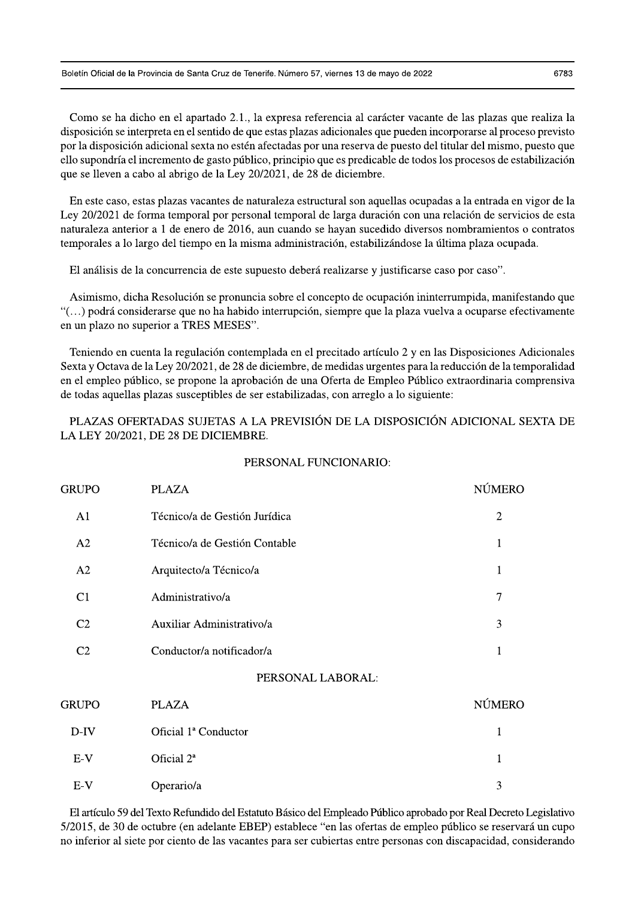Como se ha dicho en el apartado 2.1., la expresa referencia al carácter vacante de las plazas que realiza la disposición se interpreta en el sentido de que estas plazas adicionales que pueden incorporarse al proceso previsto por la disposición adicional sexta no estén afectadas por una reserva de puesto del titular del mismo, puesto que ello supondría el incremento de gasto público, principio que es predicable de todos los procesos de estabilización que se lleven a cabo al abrigo de la Ley 20/2021, de 28 de diciembre.

En este caso, estas plazas vacantes de naturaleza estructural son aquellas ocupadas a la entrada en vigor de la Ley 20/2021 de forma temporal por personal temporal de larga duración con una relación de servicios de esta naturaleza anterior a 1 de enero de 2016, aun cuando se hayan sucedido diversos nombramientos o contratos temporales a lo largo del tiempo en la misma administración, estabilizándose la última plaza ocupada.

El análisis de la concurrencia de este supuesto deberá realizarse y justificarse caso por caso".

Asimismo, dicha Resolución se pronuncia sobre el concepto de ocupación ininterrumpida, manifestando que "(…) podrá considerarse que no ha habido interrupción, siempre que la plaza vuelva a ocuparse efectivamente en un plazo no superior a TRES MESES".

Teniendo en cuenta la regulación contemplada en el precitado artículo 2 y en las Disposiciones Adicionales Sexta y Octava de la Ley 20/2021, de 28 de diciembre, de medidas urgentes para la reducción de la temporalidad en el empleo público, se propone la aprobación de una Oferta de Empleo Público extraordinaria comprensiva de todas aquellas plazas susceptibles de ser estabilizadas, con arreglo a lo siguiente:

PLAZAS OFERTADAS SUJETAS A LA PREVISIÓN DE LA DISPOSICIÓN ADICIONAL SEXTA DE LA LEY 20/2021, DE 28 DE DICIEMBRE.

PERSONAL FUNCIONARIO:

| GRUPO | PLAZA | NÚMERO |
|---|---|---|
| A1 | Técnico/a de Gestión Jurídica | 2 |
| A2 | Técnico/a de Gestión Contable | 1 |
| A2 | Arquitecto/a Técnico/a | 1 |
| C1 | Administrativo/a | 7 |
| C2 | Auxiliar Administrativo/a | 3 |
| C2 | Conductor/a notificador/a | 1 |

PERSONAL LABORAL:

| GRUPO | PLAZA | NÚMERO |
|---|---|---|
| D-IV | Oficial 1ª Conductor | 1 |
| E-V | Oficial 2ª | 1 |
| E-V | Operario/a | 3 |

El artículo 59 del Texto Refundido del Estatuto Básico del Empleado Público aprobado por Real Decreto Legislativo 5/2015, de 30 de octubre (en adelante EBEP) establece "en las ofertas de empleo público se reservará un cupo no inferior al siete por ciento de las vacantes para ser cubiertas entre personas con discapacidad, considerando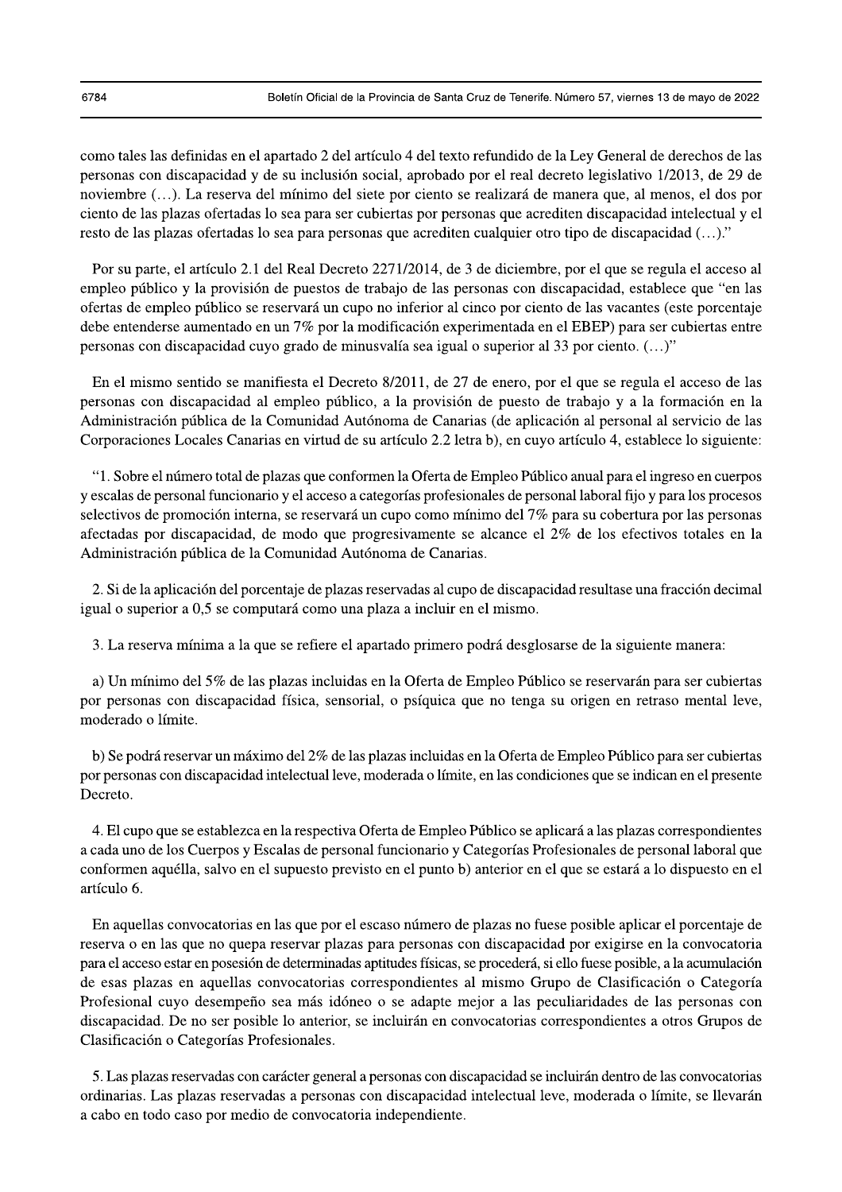como tales las definidas en el apartado 2 del artículo 4 del texto refundido de la Ley General de derechos de las personas con discapacidad y de su inclusión social, aprobado por el real decreto legislativo 1/2013, de 29 de noviembre (…). La reserva del mínimo del siete por ciento se realizará de manera que, al menos, el dos por ciento de las plazas ofertadas lo sea para ser cubiertas por personas que acrediten discapacidad intelectual y el resto de las plazas ofertadas lo sea para personas que acrediten cualquier otro tipo de discapacidad (…).”

Por su parte, el artículo 2.1 del Real Decreto 2271/2014, de 3 de diciembre, por el que se regula el acceso al empleo público y la provisión de puestos de trabajo de las personas con discapacidad, establece que “en las ofertas de empleo público se reservará un cupo no inferior al cinco por ciento de las vacantes (este porcentaje debe entenderse aumentado en un 7% por la modificación experimentada en el EBEP) para ser cubiertas entre personas con discapacidad cuyo grado de minusvalía sea igual o superior al 33 por ciento. (…)”

En el mismo sentido se manifiesta el Decreto 8/2011, de 27 de enero, por el que se regula el acceso de las personas con discapacidad al empleo público, a la provisión de puesto de trabajo y a la formación en la Administración pública de la Comunidad Autónoma de Canarias (de aplicación al personal al servicio de las Corporaciones Locales Canarias en virtud de su artículo 2.2 letra b), en cuyo artículo 4, establece lo siguiente:

“1. Sobre el número total de plazas que conformen la Oferta de Empleo Público anual para el ingreso en cuerpos y escalas de personal funcionario y el acceso a categorías profesionales de personal laboral fijo y para los procesos selectivos de promoción interna, se reservará un cupo como mínimo del 7% para su cobertura por las personas afectadas por discapacidad, de modo que progresivamente se alcance el 2% de los efectivos totales en la Administración pública de la Comunidad Autónoma de Canarias.

2. Si de la aplicación del porcentaje de plazas reservadas al cupo de discapacidad resultase una fracción decimal igual o superior a 0,5 se computará como una plaza a incluir en el mismo.

3. La reserva mínima a la que se refiere el apartado primero podrá desglosarse de la siguiente manera:

a) Un mínimo del 5% de las plazas incluidas en la Oferta de Empleo Público se reservarán para ser cubiertas por personas con discapacidad física, sensorial, o psíquica que no tenga su origen en retraso mental leve, moderado o límite.

b) Se podrá reservar un máximo del 2% de las plazas incluidas en la Oferta de Empleo Público para ser cubiertas por personas con discapacidad intelectual leve, moderada o límite, en las condiciones que se indican en el presente Decreto.

4. El cupo que se establezca en la respectiva Oferta de Empleo Público se aplicará a las plazas correspondientes a cada uno de los Cuerpos y Escalas de personal funcionario y Categorías Profesionales de personal laboral que conformen aquélla, salvo en el supuesto previsto en el punto b) anterior en el que se estará a lo dispuesto en el artículo 6.

En aquellas convocatorias en las que por el escaso número de plazas no fuese posible aplicar el porcentaje de reserva o en las que no quepa reservar plazas para personas con discapacidad por exigirse en la convocatoria para el acceso estar en posesión de determinadas aptitudes físicas, se procederá, si ello fuese posible, a la acumulación de esas plazas en aquellas convocatorias correspondientes al mismo Grupo de Clasificación o Categoría Profesional cuyo desempeño sea más idóneo o se adapte mejor a las peculiaridades de las personas con discapacidad. De no ser posible lo anterior, se incluirán en convocatorias correspondientes a otros Grupos de Clasificación o Categorías Profesionales.

5. Las plazas reservadas con carácter general a personas con discapacidad se incluirán dentro de las convocatorias ordinarias. Las plazas reservadas a personas con discapacidad intelectual leve, moderada o límite, se llevarán a cabo en todo caso por medio de convocatoria independiente.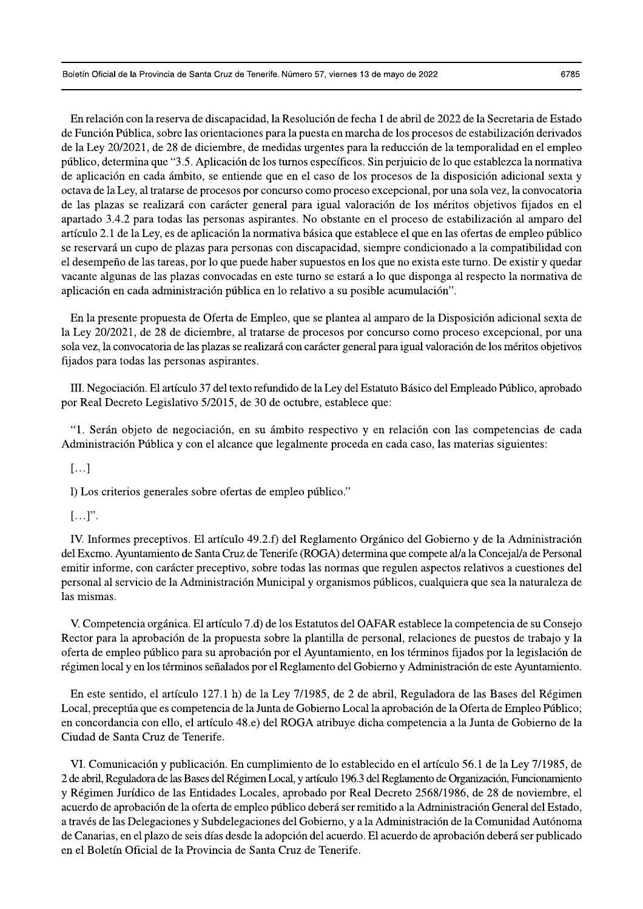En relación con la reserva de discapacidad, la Resolución de fecha 1 de abril de 2022 de la Secretaria de Estado de Función Pública, sobre las orientaciones para la puesta en marcha de los procesos de estabilización derivados de la Ley 20/2021, de 28 de diciembre, de medidas urgentes para la reducción de la temporalidad en el empleo público, determina que "3.5. Aplicación de los turnos específicos. Sin perjuicio de lo que establezca la normativa de aplicación en cada ámbito, se entiende que en el caso de los procesos de la disposición adicional sexta y octava de la Ley, al tratarse de procesos por concurso como proceso excepcional, por una sola vez, la convocatoria de las plazas se realizará con carácter general para igual valoración de los méritos objetivos fijados en el apartado 3.4.2 para todas las personas aspirantes. No obstante en el proceso de estabilización al amparo del artículo 2.1 de la Ley, es de aplicación la normativa básica que establece el que en las ofertas de empleo público se reservará un cupo de plazas para personas con discapacidad, siempre condicionado a la compatibilidad con el desempeño de las tareas, por lo que puede haber supuestos en los que no exista este turno. De existir y quedar vacante algunas de las plazas convocadas en este turno se estará a lo que disponga al respecto la normativa de aplicación en cada administración pública en lo relativo a su posible acumulación".

En la presente propuesta de Oferta de Empleo, que se plantea al amparo de la Disposición adicional sexta de la Ley 20/2021, de 28 de diciembre, al tratarse de procesos por concurso como proceso excepcional, por una sola vez, la convocatoria de las plazas se realizará con carácter general para igual valoración de los méritos objetivos fijados para todas las personas aspirantes.

III. Negociación. El artículo 37 del texto refundido de la Ley del Estatuto Básico del Empleado Público, aprobado por Real Decreto Legislativo 5/2015, de 30 de octubre, establece que:

"1. Serán objeto de negociación, en su ámbito respectivo y en relación con las competencias de cada Administración Pública y con el alcance que legalmente proceda en cada caso, las materias siguientes:

[…]

l) Los criterios generales sobre ofertas de empleo público."

[…]".

IV. Informes preceptivos. El artículo 49.2.f) del Reglamento Orgánico del Gobierno y de la Administración del Excmo. Ayuntamiento de Santa Cruz de Tenerife (ROGA) determina que compete al/a la Concejal/a de Personal emitir informe, con carácter preceptivo, sobre todas las normas que regulen aspectos relativos a cuestiones del personal al servicio de la Administración Municipal y organismos públicos, cualquiera que sea la naturaleza de las mismas.

V. Competencia orgánica. El artículo 7.d) de los Estatutos del OAFAR establece la competencia de su Consejo Rector para la aprobación de la propuesta sobre la plantilla de personal, relaciones de puestos de trabajo y la oferta de empleo público para su aprobación por el Ayuntamiento, en los términos fijados por la legislación de régimen local y en los términos señalados por el Reglamento del Gobierno y Administración de este Ayuntamiento.

En este sentido, el artículo 127.1 h) de la Ley 7/1985, de 2 de abril, Reguladora de las Bases del Régimen Local, preceptúa que es competencia de la Junta de Gobierno Local la aprobación de la Oferta de Empleo Público; en concordancia con ello, el artículo 48.e) del ROGA atribuye dicha competencia a la Junta de Gobierno de la Ciudad de Santa Cruz de Tenerife.

VI. Comunicación y publicación. En cumplimiento de lo establecido en el artículo 56.1 de la Ley 7/1985, de 2 de abril, Reguladora de las Bases del Régimen Local, y artículo 196.3 del Reglamento de Organización, Funcionamiento y Régimen Jurídico de las Entidades Locales, aprobado por Real Decreto 2568/1986, de 28 de noviembre, el acuerdo de aprobación de la oferta de empleo público deberá ser remitido a la Administración General del Estado, a través de las Delegaciones y Subdelegaciones del Gobierno, y a la Administración de la Comunidad Autónoma de Canarias, en el plazo de seis días desde la adopción del acuerdo. El acuerdo de aprobación deberá ser publicado en el Boletín Oficial de la Provincia de Santa Cruz de Tenerife.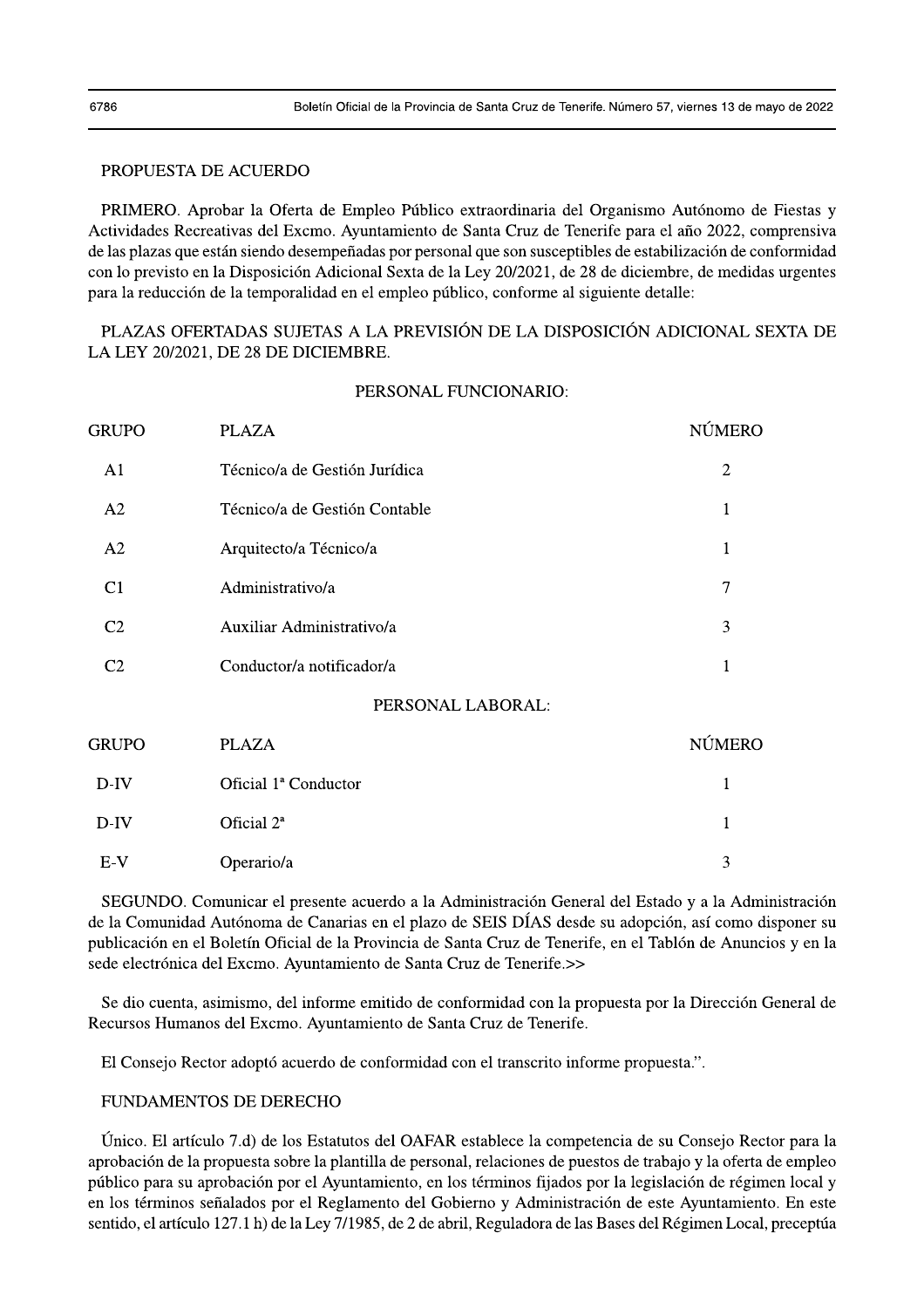PROPUESTA DE ACUERDO

PRIMERO. Aprobar la Oferta de Empleo Público extraordinaria del Organismo Autónomo de Fiestas y Actividades Recreativas del Excmo. Ayuntamiento de Santa Cruz de Tenerife para el año 2022, comprensiva de las plazas que están siendo desempeñadas por personal que son susceptibles de estabilización de conformidad con lo previsto en la Disposición Adicional Sexta de la Ley 20/2021, de 28 de diciembre, de medidas urgentes para la reducción de la temporalidad en el empleo público, conforme al siguiente detalle:

PLAZAS OFERTADAS SUJETAS A LA PREVISIÓN DE LA DISPOSICIÓN ADICIONAL SEXTA DE LA LEY 20/2021, DE 28 DE DICIEMBRE.

PERSONAL FUNCIONARIO:

| GRUPO | PLAZA | NÚMERO |
|---|---|---|
| A1 | Técnico/a de Gestión Jurídica | 2 |
| A2 | Técnico/a de Gestión Contable | 1 |
| A2 | Arquitecto/a Técnico/a | 1 |
| C1 | Administrativo/a | 7 |
| C2 | Auxiliar Administrativo/a | 3 |
| C2 | Conductor/a notificador/a | 1 |

PERSONAL LABORAL:

| GRUPO | PLAZA | NÚMERO |
|---|---|---|
| D-IV | Oficial 1ª Conductor | 1 |
| D-IV | Oficial 2ª | 1 |
| E-V | Operario/a | 3 |

SEGUNDO. Comunicar el presente acuerdo a la Administración General del Estado y a la Administración de la Comunidad Autónoma de Canarias en el plazo de SEIS DÍAS desde su adopción, así como disponer su publicación en el Boletín Oficial de la Provincia de Santa Cruz de Tenerife, en el Tablón de Anuncios y en la sede electrónica del Excmo. Ayuntamiento de Santa Cruz de Tenerife.>>

Se dio cuenta, asimismo, del informe emitido de conformidad con la propuesta por la Dirección General de Recursos Humanos del Excmo. Ayuntamiento de Santa Cruz de Tenerife.

El Consejo Rector adoptó acuerdo de conformidad con el transcrito informe propuesta.".

FUNDAMENTOS DE DERECHO

Único. El artículo 7.d) de los Estatutos del OAFAR establece la competencia de su Consejo Rector para la aprobación de la propuesta sobre la plantilla de personal, relaciones de puestos de trabajo y la oferta de empleo público para su aprobación por el Ayuntamiento, en los términos fijados por la legislación de régimen local y en los términos señalados por el Reglamento del Gobierno y Administración de este Ayuntamiento. En este sentido, el artículo 127.1 h) de la Ley 7/1985, de 2 de abril, Reguladora de las Bases del Régimen Local, preceptúa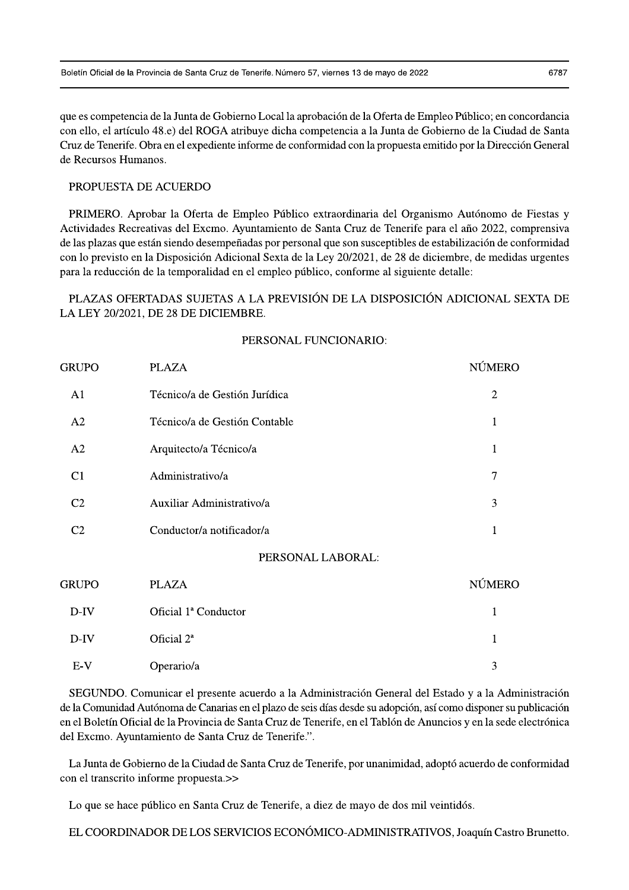que es competencia de la Junta de Gobierno Local la aprobación de la Oferta de Empleo Público; en concordancia con ello, el artículo 48.e) del ROGA atribuye dicha competencia a la Junta de Gobierno de la Ciudad de Santa Cruz de Tenerife. Obra en el expediente informe de conformidad con la propuesta emitido por la Dirección General de Recursos Humanos.

PROPUESTA DE ACUERDO

PRIMERO. Aprobar la Oferta de Empleo Público extraordinaria del Organismo Autónomo de Fiestas y Actividades Recreativas del Excmo. Ayuntamiento de Santa Cruz de Tenerife para el año 2022, comprensiva de las plazas que están siendo desempeñadas por personal que son susceptibles de estabilización de conformidad con lo previsto en la Disposición Adicional Sexta de la Ley 20/2021, de 28 de diciembre, de medidas urgentes para la reducción de la temporalidad en el empleo público, conforme al siguiente detalle:

PLAZAS OFERTADAS SUJETAS A LA PREVISIÓN DE LA DISPOSICIÓN ADICIONAL SEXTA DE LA LEY 20/2021, DE 28 DE DICIEMBRE.

PERSONAL FUNCIONARIO:

| GRUPO | PLAZA | NÚMERO |
|---|---|---|
| A1 | Técnico/a de Gestión Jurídica | 2 |
| A2 | Técnico/a de Gestión Contable | 1 |
| A2 | Arquitecto/a Técnico/a | 1 |
| C1 | Administrativo/a | 7 |
| C2 | Auxiliar Administrativo/a | 3 |
| C2 | Conductor/a notificador/a | 1 |

PERSONAL LABORAL:

| GRUPO | PLAZA | NÚMERO |
|---|---|---|
| D-IV | Oficial 1ª Conductor | 1 |
| D-IV | Oficial 2ª | 1 |
| E-V | Operario/a | 3 |

SEGUNDO. Comunicar el presente acuerdo a la Administración General del Estado y a la Administración de la Comunidad Autónoma de Canarias en el plazo de seis días desde su adopción, así como disponer su publicación en el Boletín Oficial de la Provincia de Santa Cruz de Tenerife, en el Tablón de Anuncios y en la sede electrónica del Excmo. Ayuntamiento de Santa Cruz de Tenerife.".

La Junta de Gobierno de la Ciudad de Santa Cruz de Tenerife, por unanimidad, adoptó acuerdo de conformidad con el transcrito informe propuesta.>>

Lo que se hace público en Santa Cruz de Tenerife, a diez de mayo de dos mil veintidós.

EL COORDINADOR DE LOS SERVICIOS ECONÓMICO-ADMINISTRATIVOS, Joaquín Castro Brunetto.